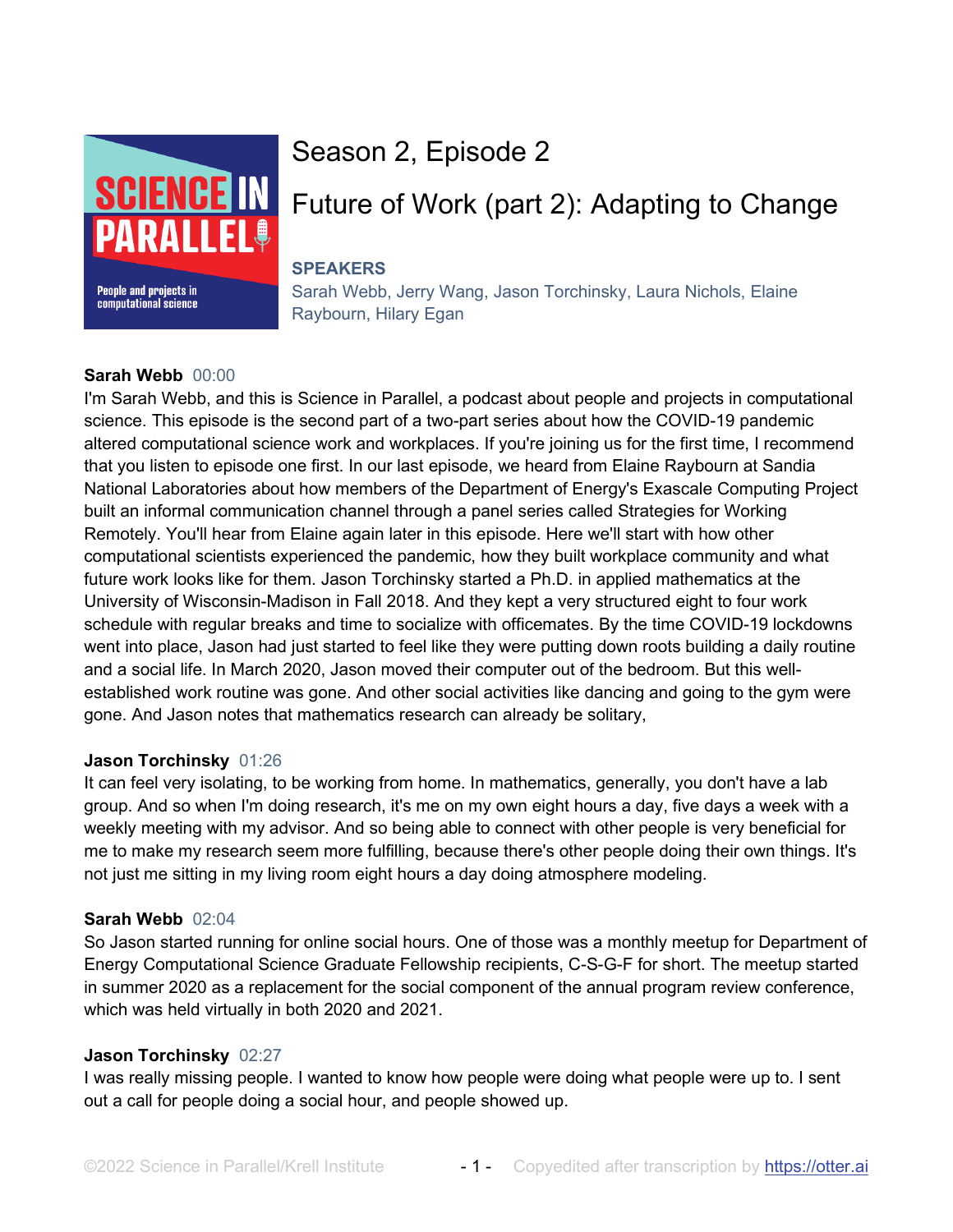# Season 2, Episode 2

## Future of Work (part 2): Adapting to Change

**SPEAKERS**

Sarah Webb, Jerry Wang, Jason Torchinsky, Laura Nichols, Elaine Raybourn, Hilary Egan

**Sarah Webb** 00:00

I'm Sarah Webb, and this is Science in Parallel, a podcast about people and projects in computational science. This episode is the second part of a two-part series about how the COVID-19 pandemic altered computational science work and workplaces. If you're joining us for the first time, I recommend that you listen to episode one first. In our last episode, we heard from Elaine Raybourn at Sandia National Laboratories about how members of the Department of Energy's Exascale Computing Project built an informal communication channel through a panel series called Strategies for Working Remotely. You'll hear from Elaine again later in this episode. Here we'll start with how other computational scientists experienced the pandemic, how they built workplace community and what future work looks like for them. Jason Torchinsky started a Ph.D. in applied mathematics at the University of Wisconsin-Madison in Fall 2018. And they kept a very structured eight to four work schedule with regular breaks and time to socialize with officemates. By the time COVID-19 lockdowns went into place, Jason had just started to feel like they were putting down roots building a daily routine and a social life. In March 2020, Jason moved their computer out of the bedroom. But this well-established work routine was gone. And other social activities like dancing and going to the gym were gone. And Jason notes that mathematics research can already be solitary,

**Jason Torchinsky** 01:26

It can feel very isolating, to be working from home. In mathematics, generally, you don't have a lab group. And so when I'm doing research, it's me on my own eight hours a day, five days a week with a weekly meeting with my advisor. And so being able to connect with other people is very beneficial for me to make my research seem more fulfilling, because there's other people doing their own things. It's not just me sitting in my living room eight hours a day doing atmosphere modeling.

**Sarah Webb** 02:04

So Jason started running for online social hours. One of those was a monthly meetup for Department of Energy Computational Science Graduate Fellowship recipients, C-S-G-F for short. The meetup started in summer 2020 as a replacement for the social component of the annual program review conference, which was held virtually in both 2020 and 2021.

**Jason Torchinsky** 02:27

I was really missing people. I wanted to know how people were doing what people were up to. I sent out a call for people doing a social hour, and people showed up.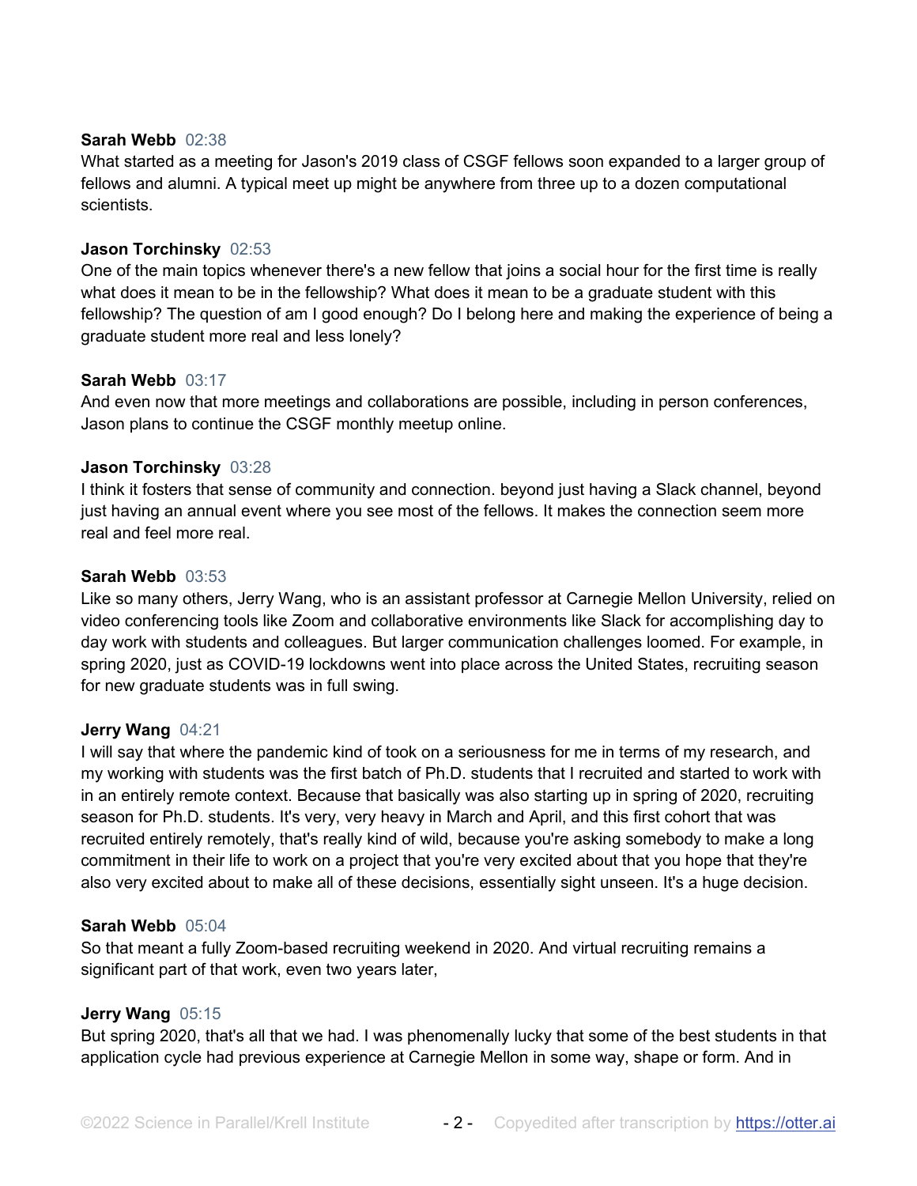**Sarah Webb** 02:38
What started as a meeting for Jason's 2019 class of CSGF fellows soon expanded to a larger group of fellows and alumni. A typical meet up might be anywhere from three up to a dozen computational scientists.

**Jason Torchinsky** 02:53
One of the main topics whenever there's a new fellow that joins a social hour for the first time is really what does it mean to be in the fellowship? What does it mean to be a graduate student with this fellowship? The question of am I good enough? Do I belong here and making the experience of being a graduate student more real and less lonely?

**Sarah Webb** 03:17
And even now that more meetings and collaborations are possible, including in person conferences, Jason plans to continue the CSGF monthly meetup online.

**Jason Torchinsky** 03:28
I think it fosters that sense of community and connection. beyond just having a Slack channel, beyond just having an annual event where you see most of the fellows. It makes the connection seem more real and feel more real.

**Sarah Webb** 03:53
Like so many others, Jerry Wang, who is an assistant professor at Carnegie Mellon University, relied on video conferencing tools like Zoom and collaborative environments like Slack for accomplishing day to day work with students and colleagues. But larger communication challenges loomed. For example, in spring 2020, just as COVID-19 lockdowns went into place across the United States, recruiting season for new graduate students was in full swing.

**Jerry Wang** 04:21
I will say that where the pandemic kind of took on a seriousness for me in terms of my research, and my working with students was the first batch of Ph.D. students that I recruited and started to work with in an entirely remote context. Because that basically was also starting up in spring of 2020, recruiting season for Ph.D. students. It's very, very heavy in March and April, and this first cohort that was recruited entirely remotely, that's really kind of wild, because you're asking somebody to make a long commitment in their life to work on a project that you're very excited about that you hope that they're also very excited about to make all of these decisions, essentially sight unseen. It's a huge decision.

**Sarah Webb** 05:04
So that meant a fully Zoom-based recruiting weekend in 2020. And virtual recruiting remains a significant part of that work, even two years later,

**Jerry Wang** 05:15
But spring 2020, that's all that we had. I was phenomenally lucky that some of the best students in that application cycle had previous experience at Carnegie Mellon in some way, shape or form. And in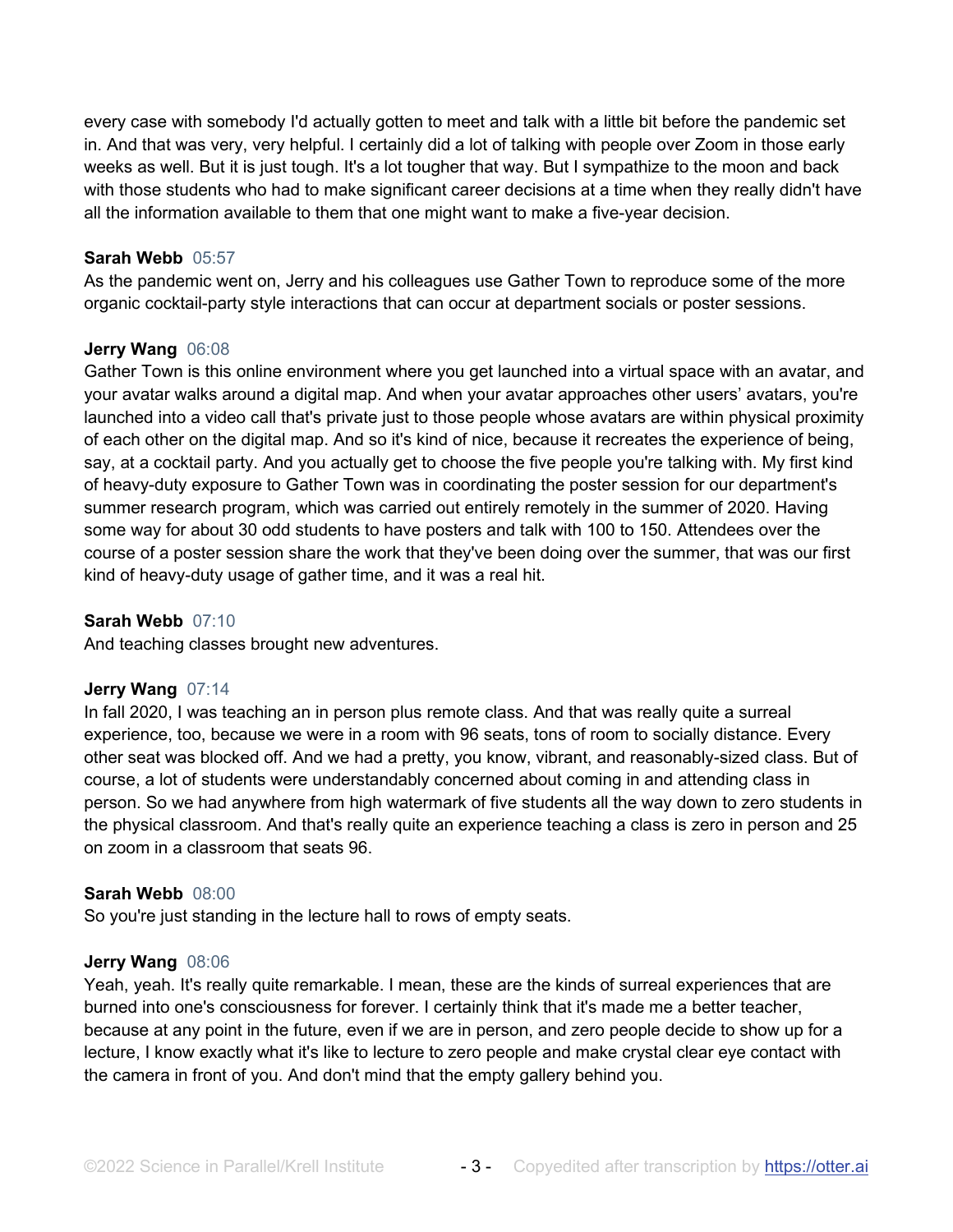every case with somebody I'd actually gotten to meet and talk with a little bit before the pandemic set in. And that was very, very helpful. I certainly did a lot of talking with people over Zoom in those early weeks as well. But it is just tough. It's a lot tougher that way. But I sympathize to the moon and back with those students who had to make significant career decisions at a time when they really didn't have all the information available to them that one might want to make a five-year decision.

**Sarah Webb** 05:57
As the pandemic went on, Jerry and his colleagues use Gather Town to reproduce some of the more organic cocktail-party style interactions that can occur at department socials or poster sessions.

**Jerry Wang** 06:08
Gather Town is this online environment where you get launched into a virtual space with an avatar, and your avatar walks around a digital map. And when your avatar approaches other users' avatars, you're launched into a video call that's private just to those people whose avatars are within physical proximity of each other on the digital map. And so it's kind of nice, because it recreates the experience of being, say, at a cocktail party. And you actually get to choose the five people you're talking with. My first kind of heavy-duty exposure to Gather Town was in coordinating the poster session for our department's summer research program, which was carried out entirely remotely in the summer of 2020. Having some way for about 30 odd students to have posters and talk with 100 to 150. Attendees over the course of a poster session share the work that they've been doing over the summer, that was our first kind of heavy-duty usage of gather time, and it was a real hit.

**Sarah Webb** 07:10
And teaching classes brought new adventures.

**Jerry Wang** 07:14
In fall 2020, I was teaching an in person plus remote class. And that was really quite a surreal experience, too, because we were in a room with 96 seats, tons of room to socially distance. Every other seat was blocked off. And we had a pretty, you know, vibrant, and reasonably-sized class. But of course, a lot of students were understandably concerned about coming in and attending class in person. So we had anywhere from high watermark of five students all the way down to zero students in the physical classroom. And that's really quite an experience teaching a class is zero in person and 25 on zoom in a classroom that seats 96.

**Sarah Webb** 08:00
So you're just standing in the lecture hall to rows of empty seats.

**Jerry Wang** 08:06
Yeah, yeah. It's really quite remarkable. I mean, these are the kinds of surreal experiences that are burned into one's consciousness for forever. I certainly think that it's made me a better teacher, because at any point in the future, even if we are in person, and zero people decide to show up for a lecture, I know exactly what it's like to lecture to zero people and make crystal clear eye contact with the camera in front of you. And don't mind that the empty gallery behind you.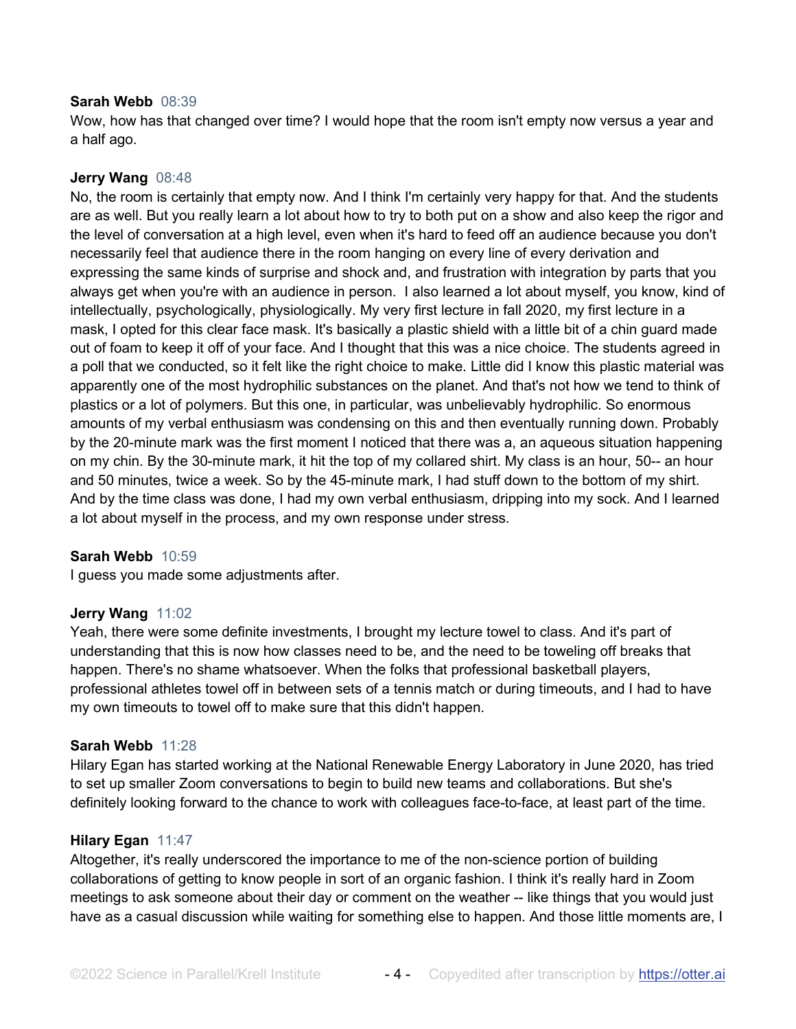**Sarah Webb** 08:39
Wow, how has that changed over time? I would hope that the room isn't empty now versus a year and a half ago.

**Jerry Wang** 08:48
No, the room is certainly that empty now. And I think I'm certainly very happy for that. And the students are as well. But you really learn a lot about how to try to both put on a show and also keep the rigor and the level of conversation at a high level, even when it's hard to feed off an audience because you don't necessarily feel that audience there in the room hanging on every line of every derivation and expressing the same kinds of surprise and shock and, and frustration with integration by parts that you always get when you're with an audience in person.  I also learned a lot about myself, you know, kind of intellectually, psychologically, physiologically. My very first lecture in fall 2020, my first lecture in a mask, I opted for this clear face mask. It's basically a plastic shield with a little bit of a chin guard made out of foam to keep it off of your face. And I thought that this was a nice choice. The students agreed in a poll that we conducted, so it felt like the right choice to make. Little did I know this plastic material was apparently one of the most hydrophilic substances on the planet. And that's not how we tend to think of plastics or a lot of polymers. But this one, in particular, was unbelievably hydrophilic. So enormous amounts of my verbal enthusiasm was condensing on this and then eventually running down. Probably by the 20-minute mark was the first moment I noticed that there was a, an aqueous situation happening on my chin. By the 30-minute mark, it hit the top of my collared shirt. My class is an hour, 50-- an hour and 50 minutes, twice a week. So by the 45-minute mark, I had stuff down to the bottom of my shirt. And by the time class was done, I had my own verbal enthusiasm, dripping into my sock. And I learned a lot about myself in the process, and my own response under stress.

**Sarah Webb** 10:59
I guess you made some adjustments after.

**Jerry Wang** 11:02
Yeah, there were some definite investments, I brought my lecture towel to class. And it's part of understanding that this is now how classes need to be, and the need to be toweling off breaks that happen. There's no shame whatsoever. When the folks that professional basketball players, professional athletes towel off in between sets of a tennis match or during timeouts, and I had to have my own timeouts to towel off to make sure that this didn't happen.

**Sarah Webb** 11:28
Hilary Egan has started working at the National Renewable Energy Laboratory in June 2020, has tried to set up smaller Zoom conversations to begin to build new teams and collaborations. But she's definitely looking forward to the chance to work with colleagues face-to-face, at least part of the time.

**Hilary Egan** 11:47
Altogether, it's really underscored the importance to me of the non-science portion of building collaborations of getting to know people in sort of an organic fashion. I think it's really hard in Zoom meetings to ask someone about their day or comment on the weather -- like things that you would just have as a casual discussion while waiting for something else to happen. And those little moments are, I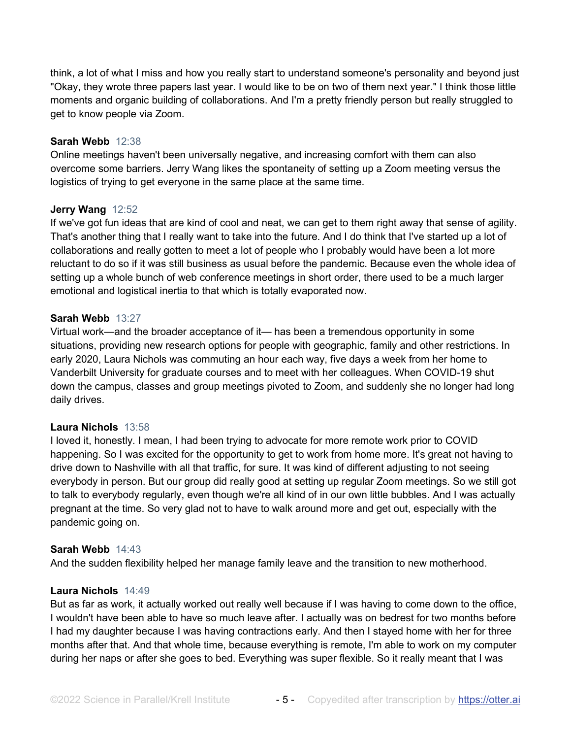think, a lot of what I miss and how you really start to understand someone's personality and beyond just "Okay, they wrote three papers last year. I would like to be on two of them next year." I think those little moments and organic building of collaborations. And I'm a pretty friendly person but really struggled to get to know people via Zoom.

**Sarah Webb** 12:38
Online meetings haven't been universally negative, and increasing comfort with them can also overcome some barriers. Jerry Wang likes the spontaneity of setting up a Zoom meeting versus the logistics of trying to get everyone in the same place at the same time.

**Jerry Wang** 12:52
If we've got fun ideas that are kind of cool and neat, we can get to them right away that sense of agility. That's another thing that I really want to take into the future. And I do think that I've started up a lot of collaborations and really gotten to meet a lot of people who I probably would have been a lot more reluctant to do so if it was still business as usual before the pandemic. Because even the whole idea of setting up a whole bunch of web conference meetings in short order, there used to be a much larger emotional and logistical inertia to that which is totally evaporated now.

**Sarah Webb** 13:27
Virtual work—and the broader acceptance of it— has been a tremendous opportunity in some situations, providing new research options for people with geographic, family and other restrictions. In early 2020, Laura Nichols was commuting an hour each way, five days a week from her home to Vanderbilt University for graduate courses and to meet with her colleagues. When COVID-19 shut down the campus, classes and group meetings pivoted to Zoom, and suddenly she no longer had long daily drives.

**Laura Nichols** 13:58
I loved it, honestly. I mean, I had been trying to advocate for more remote work prior to COVID happening. So I was excited for the opportunity to get to work from home more. It's great not having to drive down to Nashville with all that traffic, for sure. It was kind of different adjusting to not seeing everybody in person. But our group did really good at setting up regular Zoom meetings. So we still got to talk to everybody regularly, even though we're all kind of in our own little bubbles. And I was actually pregnant at the time. So very glad not to have to walk around more and get out, especially with the pandemic going on.

**Sarah Webb** 14:43
And the sudden flexibility helped her manage family leave and the transition to new motherhood.

**Laura Nichols** 14:49
But as far as work, it actually worked out really well because if I was having to come down to the office, I wouldn't have been able to have so much leave after. I actually was on bedrest for two months before I had my daughter because I was having contractions early. And then I stayed home with her for three months after that. And that whole time, because everything is remote, I'm able to work on my computer during her naps or after she goes to bed. Everything was super flexible. So it really meant that I was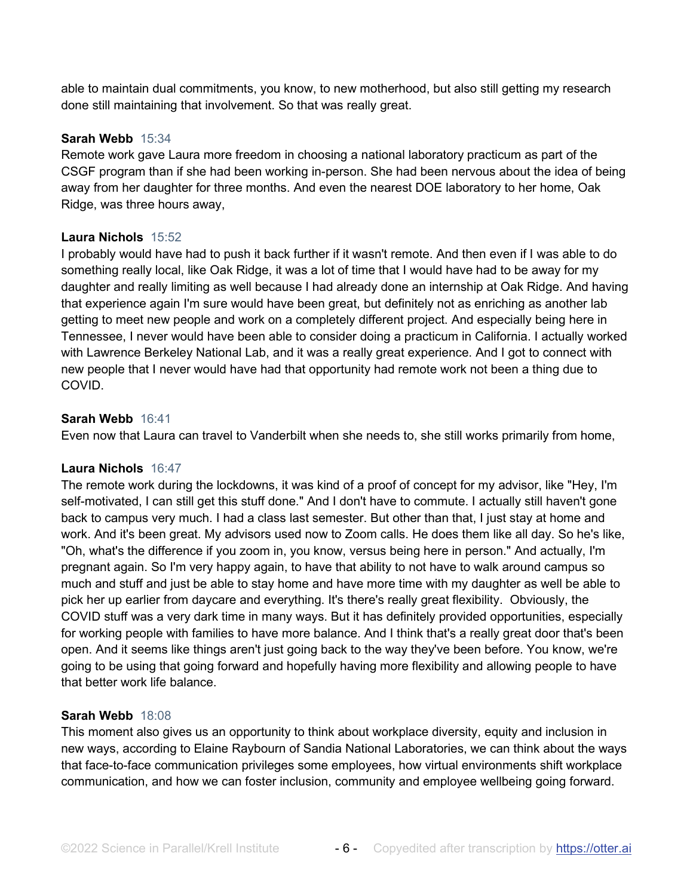able to maintain dual commitments, you know, to new motherhood, but also still getting my research done still maintaining that involvement. So that was really great.

**Sarah Webb** 15:34
Remote work gave Laura more freedom in choosing a national laboratory practicum as part of the CSGF program than if she had been working in-person. She had been nervous about the idea of being away from her daughter for three months. And even the nearest DOE laboratory to her home, Oak Ridge, was three hours away,

**Laura Nichols** 15:52
I probably would have had to push it back further if it wasn't remote. And then even if I was able to do something really local, like Oak Ridge, it was a lot of time that I would have had to be away for my daughter and really limiting as well because I had already done an internship at Oak Ridge. And having that experience again I'm sure would have been great, but definitely not as enriching as another lab getting to meet new people and work on a completely different project. And especially being here in Tennessee, I never would have been able to consider doing a practicum in California. I actually worked with Lawrence Berkeley National Lab, and it was a really great experience. And I got to connect with new people that I never would have had that opportunity had remote work not been a thing due to COVID.

**Sarah Webb** 16:41
Even now that Laura can travel to Vanderbilt when she needs to, she still works primarily from home,

**Laura Nichols** 16:47
The remote work during the lockdowns, it was kind of a proof of concept for my advisor, like "Hey, I'm self-motivated, I can still get this stuff done." And I don't have to commute. I actually still haven't gone back to campus very much. I had a class last semester. But other than that, I just stay at home and work. And it's been great. My advisors used now to Zoom calls. He does them like all day. So he's like, "Oh, what's the difference if you zoom in, you know, versus being here in person." And actually, I'm pregnant again. So I'm very happy again, to have that ability to not have to walk around campus so much and stuff and just be able to stay home and have more time with my daughter as well be able to pick her up earlier from daycare and everything. It's there's really great flexibility. Obviously, the COVID stuff was a very dark time in many ways. But it has definitely provided opportunities, especially for working people with families to have more balance. And I think that's a really great door that's been open. And it seems like things aren't just going back to the way they've been before. You know, we're going to be using that going forward and hopefully having more flexibility and allowing people to have that better work life balance.

**Sarah Webb** 18:08
This moment also gives us an opportunity to think about workplace diversity, equity and inclusion in new ways, according to Elaine Raybourn of Sandia National Laboratories, we can think about the ways that face-to-face communication privileges some employees, how virtual environments shift workplace communication, and how we can foster inclusion, community and employee wellbeing going forward.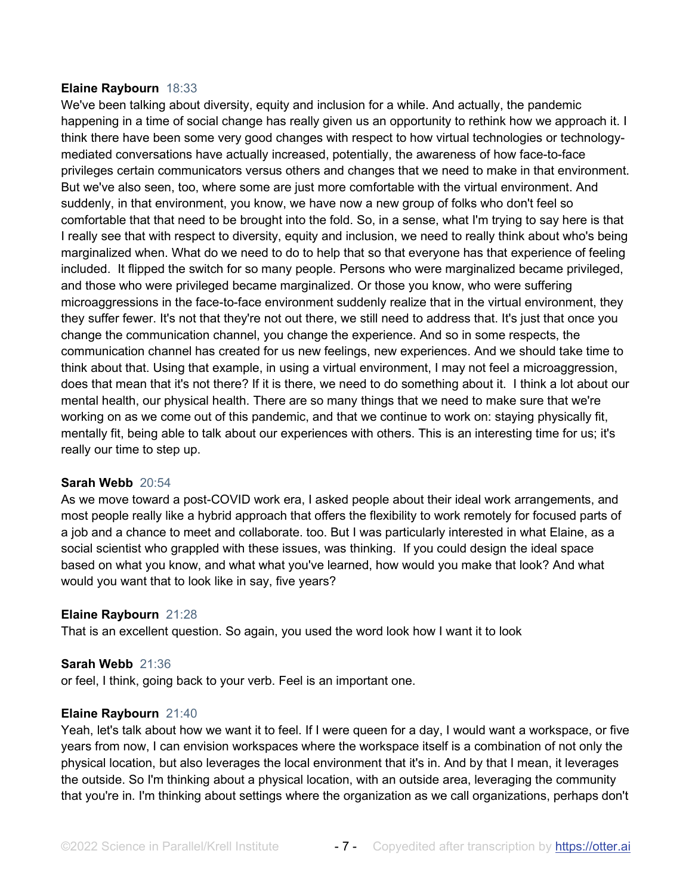**Elaine Raybourn** 18:33

We've been talking about diversity, equity and inclusion for a while. And actually, the pandemic happening in a time of social change has really given us an opportunity to rethink how we approach it. I think there have been some very good changes with respect to how virtual technologies or technology-mediated conversations have actually increased, potentially, the awareness of how face-to-face privileges certain communicators versus others and changes that we need to make in that environment. But we've also seen, too, where some are just more comfortable with the virtual environment. And suddenly, in that environment, you know, we have now a new group of folks who don't feel so comfortable that that need to be brought into the fold. So, in a sense, what I'm trying to say here is that I really see that with respect to diversity, equity and inclusion, we need to really think about who's being marginalized when. What do we need to do to help that so that everyone has that experience of feeling included. It flipped the switch for so many people. Persons who were marginalized became privileged, and those who were privileged became marginalized. Or those you know, who were suffering microaggressions in the face-to-face environment suddenly realize that in the virtual environment, they they suffer fewer. It's not that they're not out there, we still need to address that. It's just that once you change the communication channel, you change the experience. And so in some respects, the communication channel has created for us new feelings, new experiences. And we should take time to think about that. Using that example, in using a virtual environment, I may not feel a microaggression, does that mean that it's not there? If it is there, we need to do something about it. I think a lot about our mental health, our physical health. There are so many things that we need to make sure that we're working on as we come out of this pandemic, and that we continue to work on: staying physically fit, mentally fit, being able to talk about our experiences with others. This is an interesting time for us; it's really our time to step up.

**Sarah Webb** 20:54

As we move toward a post-COVID work era, I asked people about their ideal work arrangements, and most people really like a hybrid approach that offers the flexibility to work remotely for focused parts of a job and a chance to meet and collaborate. too. But I was particularly interested in what Elaine, as a social scientist who grappled with these issues, was thinking. If you could design the ideal space based on what you know, and what what you've learned, how would you make that look? And what would you want that to look like in say, five years?

**Elaine Raybourn** 21:28

That is an excellent question. So again, you used the word look how I want it to look

**Sarah Webb** 21:36

or feel, I think, going back to your verb. Feel is an important one.

**Elaine Raybourn** 21:40

Yeah, let's talk about how we want it to feel. If I were queen for a day, I would want a workspace, or five years from now, I can envision workspaces where the workspace itself is a combination of not only the physical location, but also leverages the local environment that it's in. And by that I mean, it leverages the outside. So I'm thinking about a physical location, with an outside area, leveraging the community that you're in. I'm thinking about settings where the organization as we call organizations, perhaps don't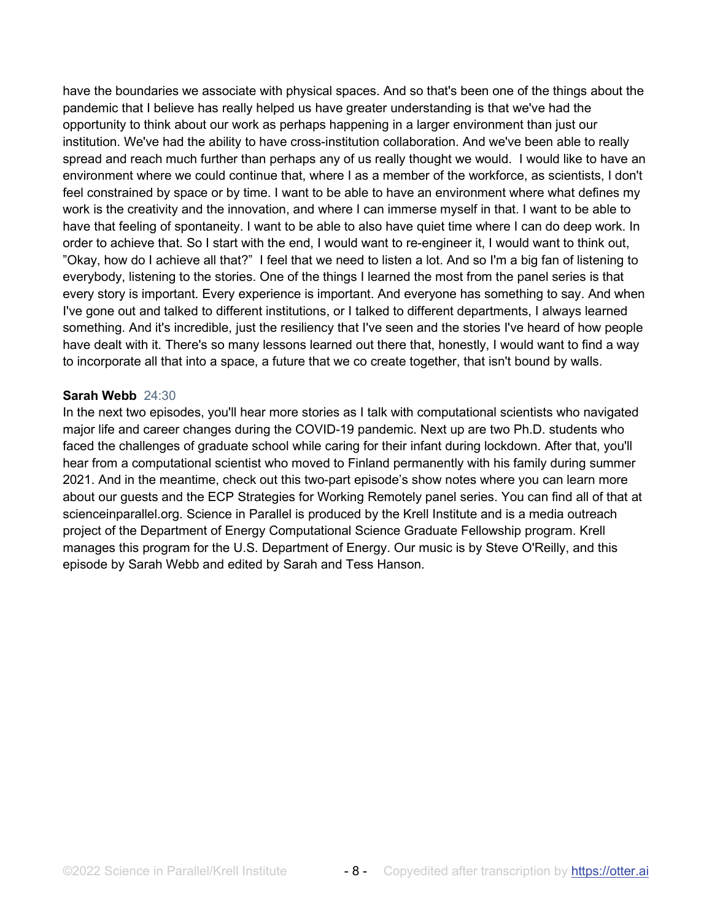have the boundaries we associate with physical spaces. And so that's been one of the things about the pandemic that I believe has really helped us have greater understanding is that we've had the opportunity to think about our work as perhaps happening in a larger environment than just our institution. We've had the ability to have cross-institution collaboration. And we've been able to really spread and reach much further than perhaps any of us really thought we would. I would like to have an environment where we could continue that, where I as a member of the workforce, as scientists, I don't feel constrained by space or by time. I want to be able to have an environment where what defines my work is the creativity and the innovation, and where I can immerse myself in that. I want to be able to have that feeling of spontaneity. I want to be able to also have quiet time where I can do deep work. In order to achieve that. So I start with the end, I would want to re-engineer it, I would want to think out, "Okay, how do I achieve all that?" I feel that we need to listen a lot. And so I'm a big fan of listening to everybody, listening to the stories. One of the things I learned the most from the panel series is that every story is important. Every experience is important. And everyone has something to say. And when I've gone out and talked to different institutions, or I talked to different departments, I always learned something. And it's incredible, just the resiliency that I've seen and the stories I've heard of how people have dealt with it. There's so many lessons learned out there that, honestly, I would want to find a way to incorporate all that into a space, a future that we co create together, that isn't bound by walls.

**Sarah Webb** 24:30
In the next two episodes, you'll hear more stories as I talk with computational scientists who navigated major life and career changes during the COVID-19 pandemic. Next up are two Ph.D. students who faced the challenges of graduate school while caring for their infant during lockdown. After that, you'll hear from a computational scientist who moved to Finland permanently with his family during summer 2021. And in the meantime, check out this two-part episode's show notes where you can learn more about our guests and the ECP Strategies for Working Remotely panel series. You can find all of that at scienceinparallel.org. Science in Parallel is produced by the Krell Institute and is a media outreach project of the Department of Energy Computational Science Graduate Fellowship program. Krell manages this program for the U.S. Department of Energy. Our music is by Steve O'Reilly, and this episode by Sarah Webb and edited by Sarah and Tess Hanson.